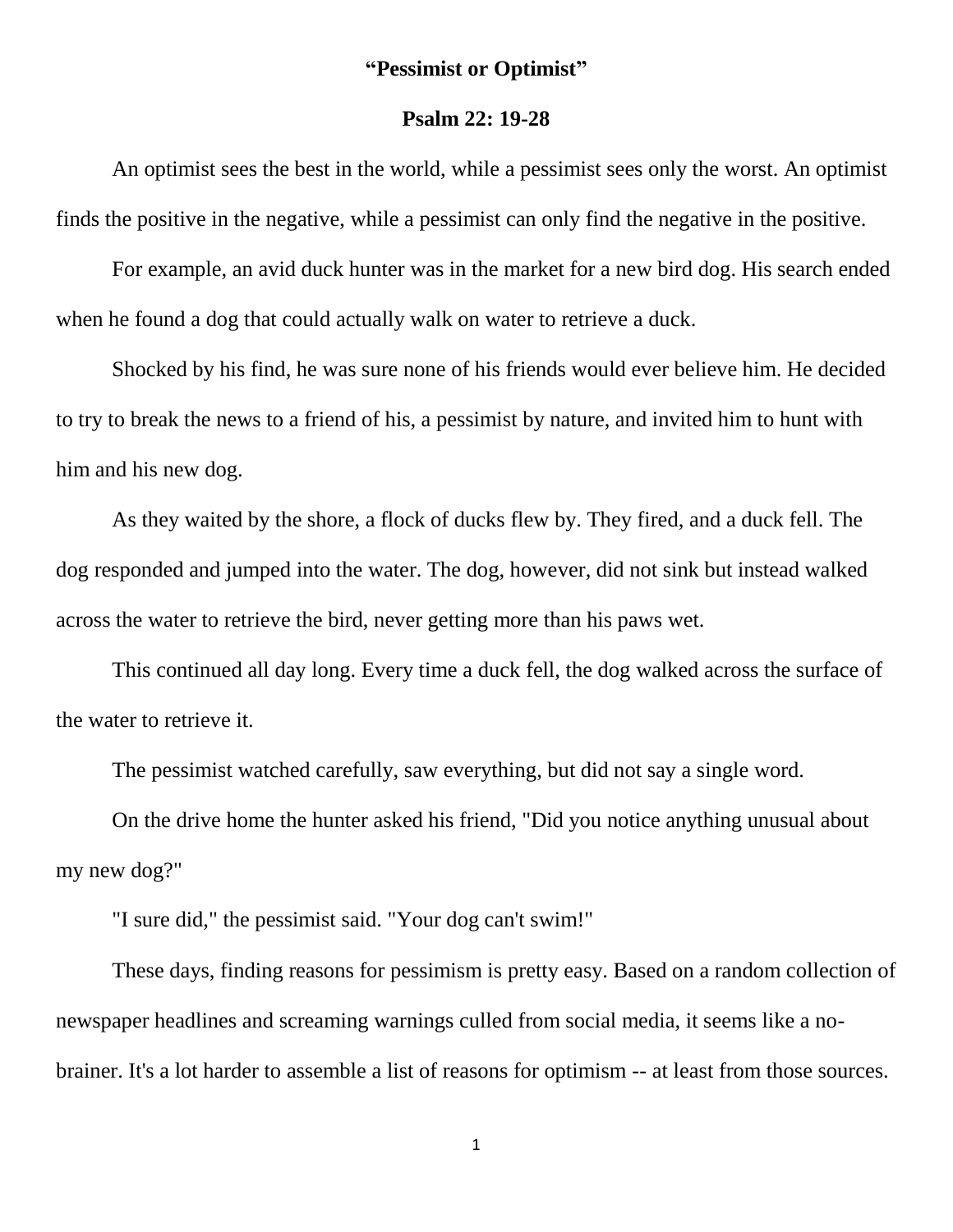# "Pessimist or Optimist"

## Psalm 22: 19-28

An optimist sees the best in the world, while a pessimist sees only the worst. An optimist finds the positive in the negative, while a pessimist can only find the negative in the positive.

For example, an avid duck hunter was in the market for a new bird dog. His search ended when he found a dog that could actually walk on water to retrieve a duck.

Shocked by his find, he was sure none of his friends would ever believe him. He decided to try to break the news to a friend of his, a pessimist by nature, and invited him to hunt with him and his new dog.

As they waited by the shore, a flock of ducks flew by. They fired, and a duck fell. The dog responded and jumped into the water. The dog, however, did not sink but instead walked across the water to retrieve the bird, never getting more than his paws wet.

This continued all day long. Every time a duck fell, the dog walked across the surface of the water to retrieve it.

The pessimist watched carefully, saw everything, but did not say a single word.

On the drive home the hunter asked his friend, "Did you notice anything unusual about my new dog?"

"I sure did," the pessimist said. "Your dog can't swim!"

These days, finding reasons for pessimism is pretty easy. Based on a random collection of newspaper headlines and screaming warnings culled from social media, it seems like a no-brainer. It's a lot harder to assemble a list of reasons for optimism -- at least from those sources.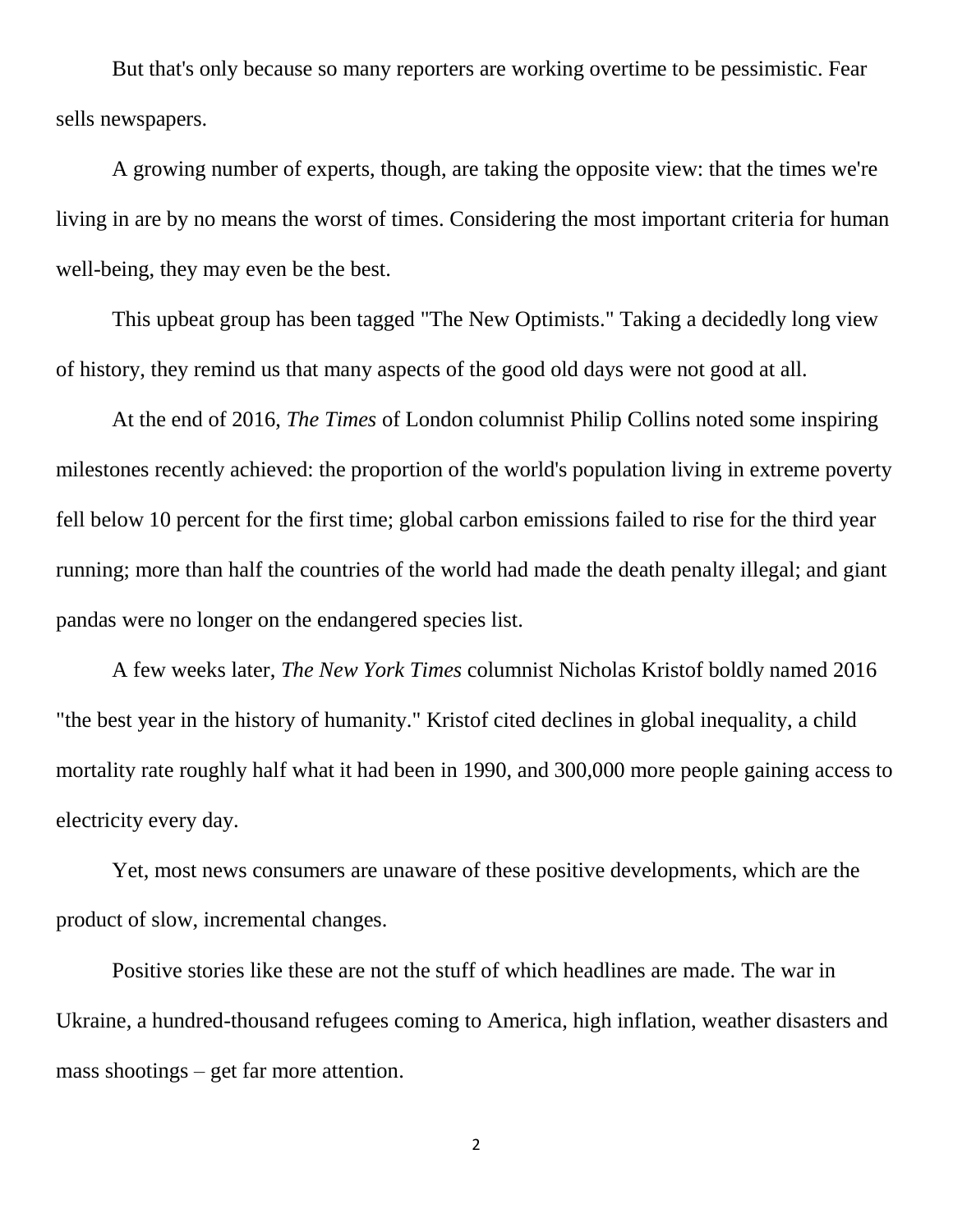But that's only because so many reporters are working overtime to be pessimistic. Fear sells newspapers.

A growing number of experts, though, are taking the opposite view: that the times we're living in are by no means the worst of times. Considering the most important criteria for human well-being, they may even be the best.

This upbeat group has been tagged "The New Optimists." Taking a decidedly long view of history, they remind us that many aspects of the good old days were not good at all.

At the end of 2016, *The Times* of London columnist Philip Collins noted some inspiring milestones recently achieved: the proportion of the world's population living in extreme poverty fell below 10 percent for the first time; global carbon emissions failed to rise for the third year running; more than half the countries of the world had made the death penalty illegal; and giant pandas were no longer on the endangered species list.

A few weeks later, *The New York Times* columnist Nicholas Kristof boldly named 2016 "the best year in the history of humanity." Kristof cited declines in global inequality, a child mortality rate roughly half what it had been in 1990, and 300,000 more people gaining access to electricity every day.

Yet, most news consumers are unaware of these positive developments, which are the product of slow, incremental changes.

Positive stories like these are not the stuff of which headlines are made. The war in Ukraine, a hundred-thousand refugees coming to America, high inflation, weather disasters and mass shootings – get far more attention.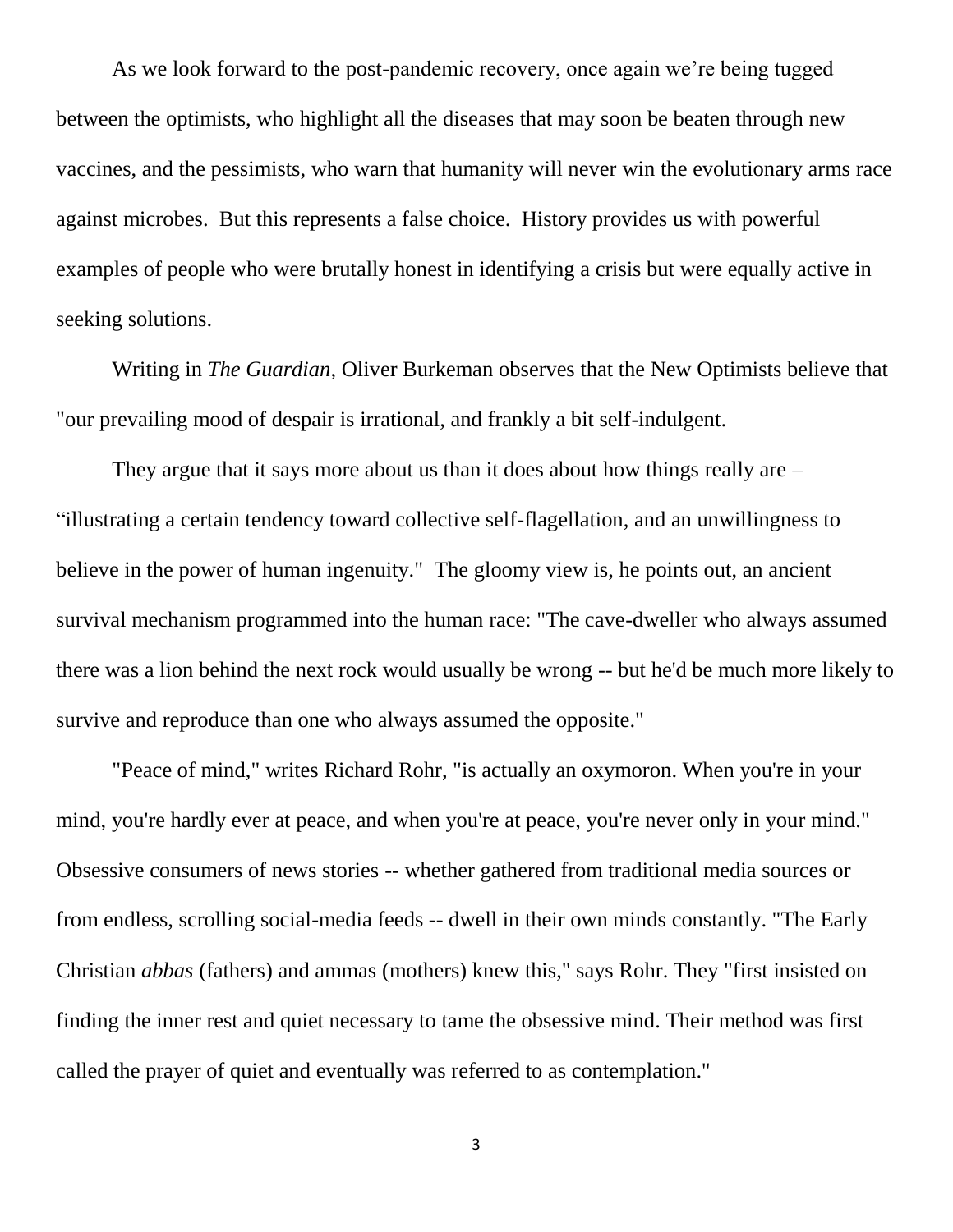As we look forward to the post-pandemic recovery, once again we're being tugged between the optimists, who highlight all the diseases that may soon be beaten through new vaccines, and the pessimists, who warn that humanity will never win the evolutionary arms race against microbes. But this represents a false choice. History provides us with powerful examples of people who were brutally honest in identifying a crisis but were equally active in seeking solutions.

Writing in *The Guardian,* Oliver Burkeman observes that the New Optimists believe that "our prevailing mood of despair is irrational, and frankly a bit self-indulgent.

They argue that it says more about us than it does about how things really are – "illustrating a certain tendency toward collective self-flagellation, and an unwillingness to believe in the power of human ingenuity." The gloomy view is, he points out, an ancient survival mechanism programmed into the human race: "The cave-dweller who always assumed there was a lion behind the next rock would usually be wrong -- but he'd be much more likely to survive and reproduce than one who always assumed the opposite."

"Peace of mind," writes Richard Rohr, "is actually an oxymoron. When you're in your mind, you're hardly ever at peace, and when you're at peace, you're never only in your mind." Obsessive consumers of news stories -- whether gathered from traditional media sources or from endless, scrolling social-media feeds -- dwell in their own minds constantly. "The Early Christian *abbas* (fathers) and ammas (mothers) knew this," says Rohr. They "first insisted on finding the inner rest and quiet necessary to tame the obsessive mind. Their method was first called the prayer of quiet and eventually was referred to as contemplation."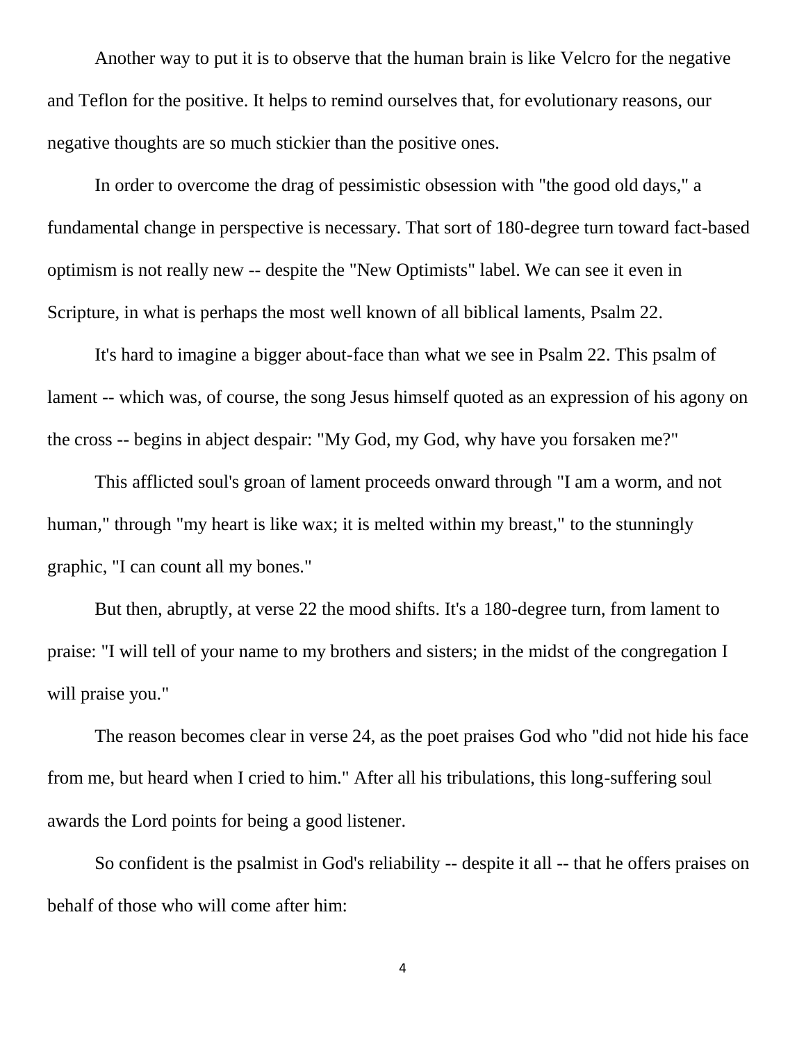Another way to put it is to observe that the human brain is like Velcro for the negative and Teflon for the positive. It helps to remind ourselves that, for evolutionary reasons, our negative thoughts are so much stickier than the positive ones.

In order to overcome the drag of pessimistic obsession with "the good old days," a fundamental change in perspective is necessary. That sort of 180-degree turn toward fact-based optimism is not really new -- despite the "New Optimists" label. We can see it even in Scripture, in what is perhaps the most well known of all biblical laments, Psalm 22.

It's hard to imagine a bigger about-face than what we see in Psalm 22. This psalm of lament -- which was, of course, the song Jesus himself quoted as an expression of his agony on the cross -- begins in abject despair: "My God, my God, why have you forsaken me?"

This afflicted soul's groan of lament proceeds onward through "I am a worm, and not human," through "my heart is like wax; it is melted within my breast," to the stunningly graphic, "I can count all my bones."

But then, abruptly, at verse 22 the mood shifts. It's a 180-degree turn, from lament to praise: "I will tell of your name to my brothers and sisters; in the midst of the congregation I will praise you."

The reason becomes clear in verse 24, as the poet praises God who "did not hide his face from me, but heard when I cried to him." After all his tribulations, this long-suffering soul awards the Lord points for being a good listener.

So confident is the psalmist in God's reliability -- despite it all -- that he offers praises on behalf of those who will come after him: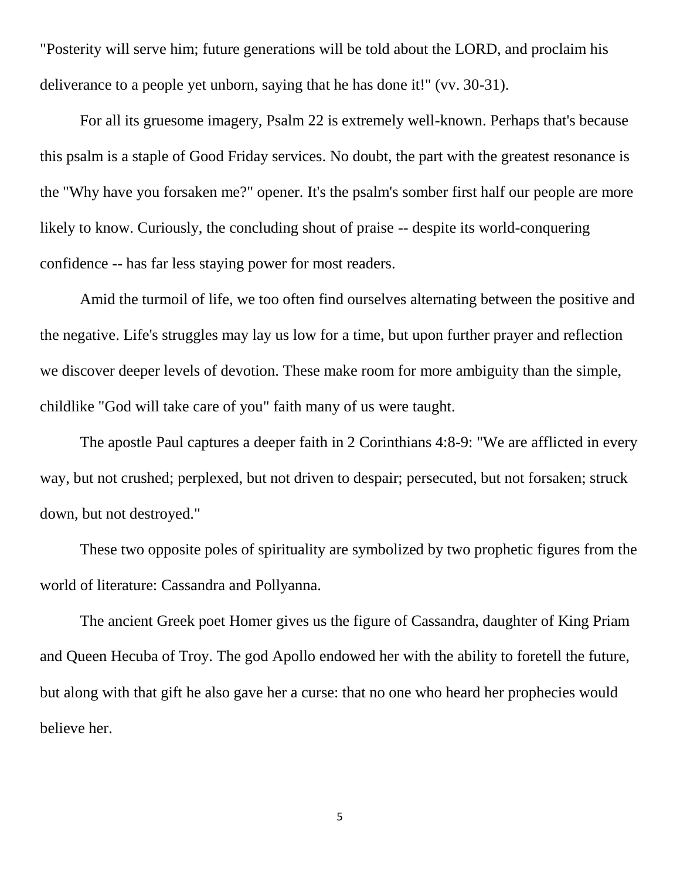"Posterity will serve him; future generations will be told about the LORD, and proclaim his deliverance to a people yet unborn, saying that he has done it!" (vv. 30-31).

For all its gruesome imagery, Psalm 22 is extremely well-known. Perhaps that's because this psalm is a staple of Good Friday services. No doubt, the part with the greatest resonance is the "Why have you forsaken me?" opener. It's the psalm's somber first half our people are more likely to know. Curiously, the concluding shout of praise -- despite its world-conquering confidence -- has far less staying power for most readers.

Amid the turmoil of life, we too often find ourselves alternating between the positive and the negative. Life's struggles may lay us low for a time, but upon further prayer and reflection we discover deeper levels of devotion. These make room for more ambiguity than the simple, childlike "God will take care of you" faith many of us were taught.

The apostle Paul captures a deeper faith in 2 Corinthians 4:8-9: "We are afflicted in every way, but not crushed; perplexed, but not driven to despair; persecuted, but not forsaken; struck down, but not destroyed."

These two opposite poles of spirituality are symbolized by two prophetic figures from the world of literature: Cassandra and Pollyanna.

The ancient Greek poet Homer gives us the figure of Cassandra, daughter of King Priam and Queen Hecuba of Troy. The god Apollo endowed her with the ability to foretell the future, but along with that gift he also gave her a curse: that no one who heard her prophecies would believe her.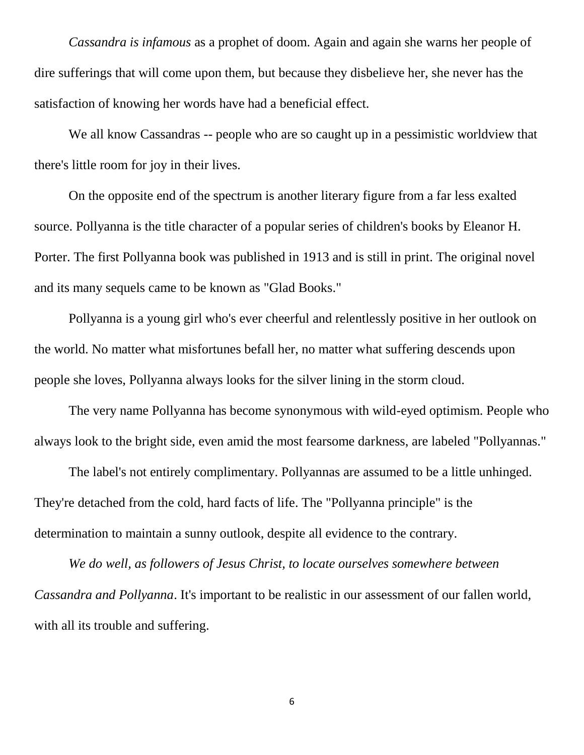*Cassandra is infamous* as a prophet of doom. Again and again she warns her people of dire sufferings that will come upon them, but because they disbelieve her, she never has the satisfaction of knowing her words have had a beneficial effect.

We all know Cassandras -- people who are so caught up in a pessimistic worldview that there's little room for joy in their lives.

On the opposite end of the spectrum is another literary figure from a far less exalted source. Pollyanna is the title character of a popular series of children's books by Eleanor H. Porter. The first Pollyanna book was published in 1913 and is still in print. The original novel and its many sequels came to be known as "Glad Books."

Pollyanna is a young girl who's ever cheerful and relentlessly positive in her outlook on the world. No matter what misfortunes befall her, no matter what suffering descends upon people she loves, Pollyanna always looks for the silver lining in the storm cloud.

The very name Pollyanna has become synonymous with wild-eyed optimism. People who always look to the bright side, even amid the most fearsome darkness, are labeled "Pollyannas."

The label's not entirely complimentary. Pollyannas are assumed to be a little unhinged. They're detached from the cold, hard facts of life. The "Pollyanna principle" is the determination to maintain a sunny outlook, despite all evidence to the contrary.

*We do well, as followers of Jesus Christ, to locate ourselves somewhere between Cassandra and Pollyanna*. It's important to be realistic in our assessment of our fallen world, with all its trouble and suffering.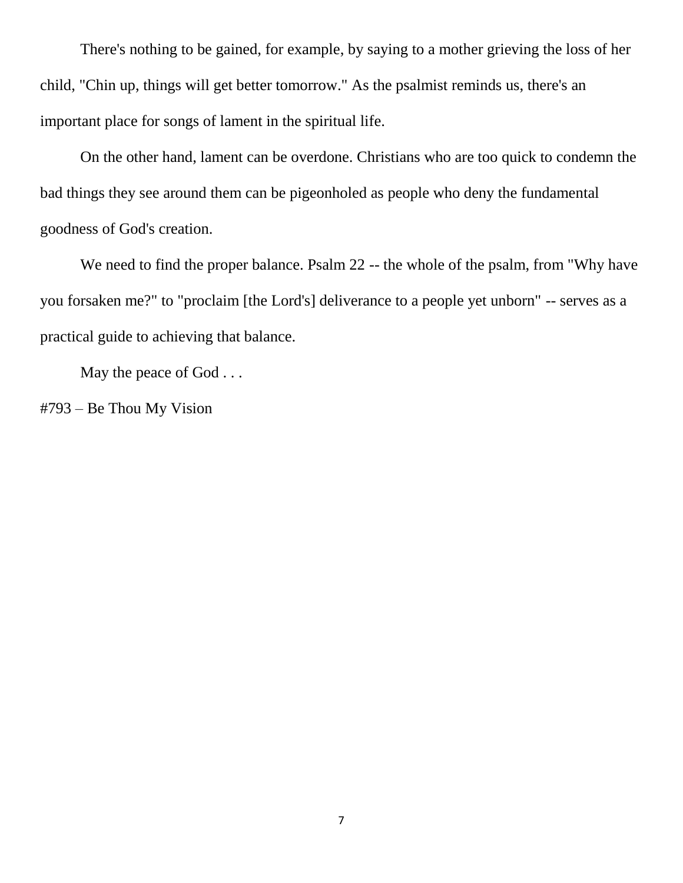There's nothing to be gained, for example, by saying to a mother grieving the loss of her child, "Chin up, things will get better tomorrow." As the psalmist reminds us, there's an important place for songs of lament in the spiritual life.

On the other hand, lament can be overdone. Christians who are too quick to condemn the bad things they see around them can be pigeonholed as people who deny the fundamental goodness of God's creation.

We need to find the proper balance. Psalm 22 -- the whole of the psalm, from "Why have you forsaken me?" to "proclaim [the Lord's] deliverance to a people yet unborn" -- serves as a practical guide to achieving that balance.

May the peace of God . . .

#793 – Be Thou My Vision